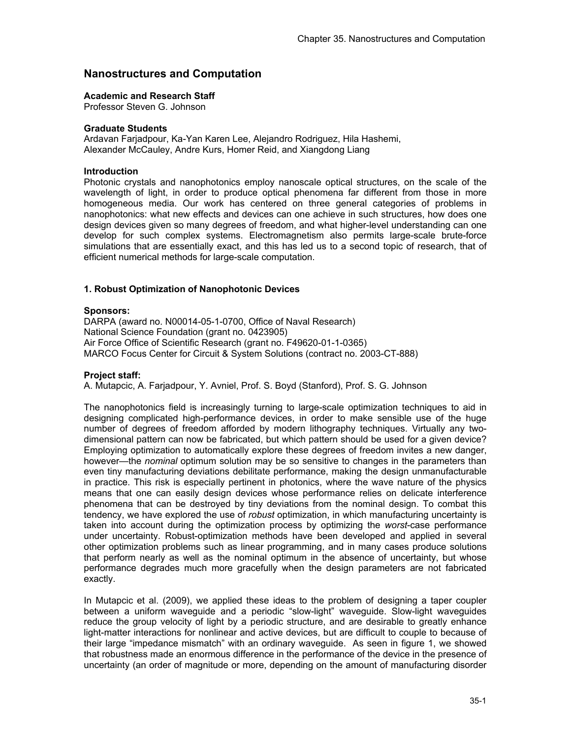# Nanostructures and Computation

**Academic and Research Staff**
Professor Steven G. Johnson

**Graduate Students**
Ardavan Farjadpour, Ka-Yan Karen Lee, Alejandro Rodriguez, Hila Hashemi, Alexander McCauley, Andre Kurs, Homer Reid, and Xiangdong Liang

**Introduction**
Photonic crystals and nanophotonics employ nanoscale optical structures, on the scale of the wavelength of light, in order to produce optical phenomena far different from those in more homogeneous media. Our work has centered on three general categories of problems in nanophotonics: what new effects and devices can one achieve in such structures, how does one design devices given so many degrees of freedom, and what higher-level understanding can one develop for such complex systems. Electromagnetism also permits large-scale brute-force simulations that are essentially exact, and this has led us to a second topic of research, that of efficient numerical methods for large-scale computation.

## 1. Robust Optimization of Nanophotonic Devices

**Sponsors:**
DARPA (award no. N00014-05-1-0700, Office of Naval Research)
National Science Foundation (grant no. 0423905)
Air Force Office of Scientific Research (grant no. F49620-01-1-0365)
MARCO Focus Center for Circuit & System Solutions (contract no. 2003-CT-888)

**Project staff:**
A. Mutapcic, A. Farjadpour, Y. Avniel, Prof. S. Boyd (Stanford), Prof. S. G. Johnson

The nanophotonics field is increasingly turning to large-scale optimization techniques to aid in designing complicated high-performance devices, in order to make sensible use of the huge number of degrees of freedom afforded by modern lithography techniques. Virtually any two-dimensional pattern can now be fabricated, but which pattern should be used for a given device? Employing optimization to automatically explore these degrees of freedom invites a new danger, however—the *nominal* optimum solution may be so sensitive to changes in the parameters than even tiny manufacturing deviations debilitate performance, making the design unmanufacturable in practice. This risk is especially pertinent in photonics, where the wave nature of the physics means that one can easily design devices whose performance relies on delicate interference phenomena that can be destroyed by tiny deviations from the nominal design. To combat this tendency, we have explored the use of *robust* optimization, in which manufacturing uncertainty is taken into account during the optimization process by optimizing the *worst*-case performance under uncertainty. Robust-optimization methods have been developed and applied in several other optimization problems such as linear programming, and in many cases produce solutions that perform nearly as well as the nominal optimum in the absence of uncertainty, but whose performance degrades much more gracefully when the design parameters are not fabricated exactly.

In Mutapcic et al. (2009), we applied these ideas to the problem of designing a taper coupler between a uniform waveguide and a periodic "slow-light" waveguide. Slow-light waveguides reduce the group velocity of light by a periodic structure, and are desirable to greatly enhance light-matter interactions for nonlinear and active devices, but are difficult to couple to because of their large "impedance mismatch" with an ordinary waveguide. As seen in figure 1, we showed that robustness made an enormous difference in the performance of the device in the presence of uncertainty (an order of magnitude or more, depending on the amount of manufacturing disorder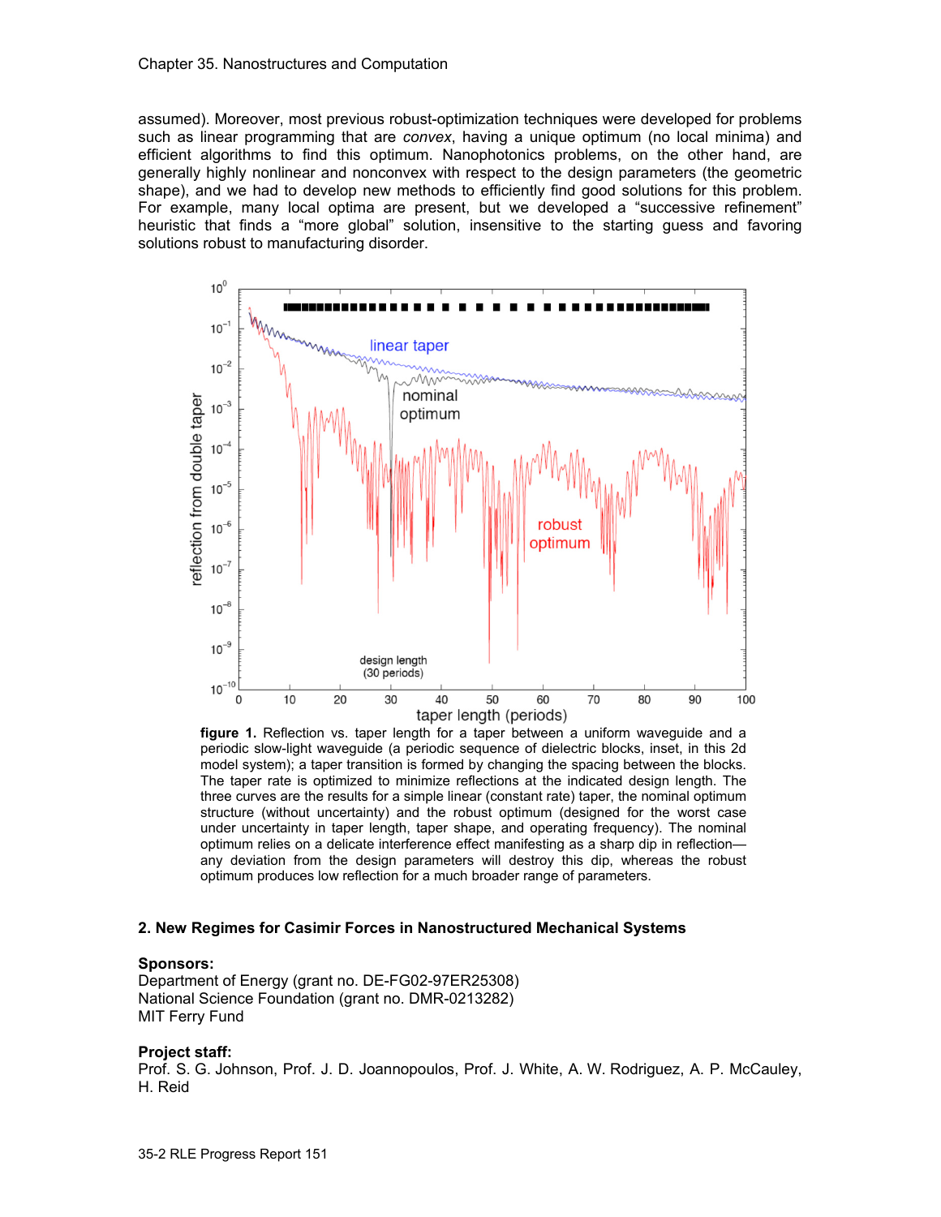assumed). Moreover, most previous robust-optimization techniques were developed for problems such as linear programming that are *convex*, having a unique optimum (no local minima) and efficient algorithms to find this optimum. Nanophotonics problems, on the other hand, are generally highly nonlinear and nonconvex with respect to the design parameters (the geometric shape), and we had to develop new methods to efficiently find good solutions for this problem. For example, many local optima are present, but we developed a "successive refinement" heuristic that finds a "more global" solution, insensitive to the starting guess and favoring solutions robust to manufacturing disorder.

**figure 1.** Reflection vs. taper length for a taper between a uniform waveguide and a periodic slow-light waveguide (a periodic sequence of dielectric blocks, inset, in this 2d model system); a taper transition is formed by changing the spacing between the blocks. The taper rate is optimized to minimize reflections at the indicated design length. The three curves are the results for a simple linear (constant rate) taper, the nominal optimum structure (without uncertainty) and the robust optimum (designed for the worst case under uncertainty in taper length, taper shape, and operating frequency). The nominal optimum relies on a delicate interference effect manifesting as a sharp dip in reflection—any deviation from the design parameters will destroy this dip, whereas the robust optimum produces low reflection for a much broader range of parameters.

## 2. New Regimes for Casimir Forces in Nanostructured Mechanical Systems

**Sponsors:**
Department of Energy (grant no. DE-FG02-97ER25308)
National Science Foundation (grant no. DMR-0213282)
MIT Ferry Fund

**Project staff:**
Prof. S. G. Johnson, Prof. J. D. Joannopoulos, Prof. J. White, A. W. Rodriguez, A. P. McCauley, H. Reid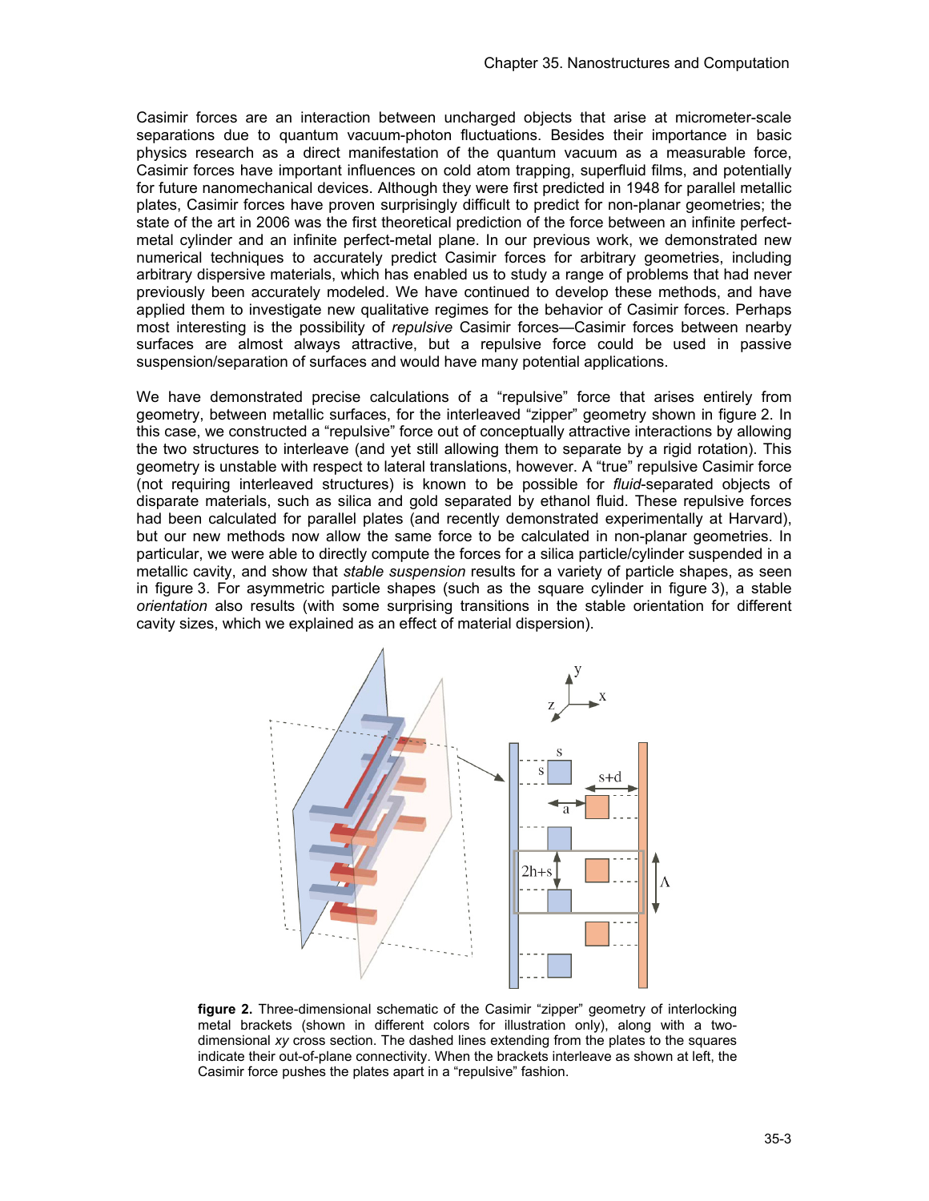Casimir forces are an interaction between uncharged objects that arise at micrometer-scale separations due to quantum vacuum-photon fluctuations. Besides their importance in basic physics research as a direct manifestation of the quantum vacuum as a measurable force, Casimir forces have important influences on cold atom trapping, superfluid films, and potentially for future nanomechanical devices. Although they were first predicted in 1948 for parallel metallic plates, Casimir forces have proven surprisingly difficult to predict for non-planar geometries; the state of the art in 2006 was the first theoretical prediction of the force between an infinite perfect-metal cylinder and an infinite perfect-metal plane. In our previous work, we demonstrated new numerical techniques to accurately predict Casimir forces for arbitrary geometries, including arbitrary dispersive materials, which has enabled us to study a range of problems that had never previously been accurately modeled. We have continued to develop these methods, and have applied them to investigate new qualitative regimes for the behavior of Casimir forces. Perhaps most interesting is the possibility of *repulsive* Casimir forces—Casimir forces between nearby surfaces are almost always attractive, but a repulsive force could be used in passive suspension/separation of surfaces and would have many potential applications.

We have demonstrated precise calculations of a "repulsive" force that arises entirely from geometry, between metallic surfaces, for the interleaved "zipper" geometry shown in figure 2. In this case, we constructed a "repulsive" force out of conceptually attractive interactions by allowing the two structures to interleave (and yet still allowing them to separate by a rigid rotation). This geometry is unstable with respect to lateral translations, however. A "true" repulsive Casimir force (not requiring interleaved structures) is known to be possible for *fluid*-separated objects of disparate materials, such as silica and gold separated by ethanol fluid. These repulsive forces had been calculated for parallel plates (and recently demonstrated experimentally at Harvard), but our new methods now allow the same force to be calculated in non-planar geometries. In particular, we were able to directly compute the forces for a silica particle/cylinder suspended in a metallic cavity, and show that *stable suspension* results for a variety of particle shapes, as seen in figure 3. For asymmetric particle shapes (such as the square cylinder in figure 3), a stable *orientation* also results (with some surprising transitions in the stable orientation for different cavity sizes, which we explained as an effect of material dispersion).

**figure 2.** Three-dimensional schematic of the Casimir "zipper" geometry of interlocking metal brackets (shown in different colors for illustration only), along with a two-dimensional *xy* cross section. The dashed lines extending from the plates to the squares indicate their out-of-plane connectivity. When the brackets interleave as shown at left, the Casimir force pushes the plates apart in a "repulsive" fashion.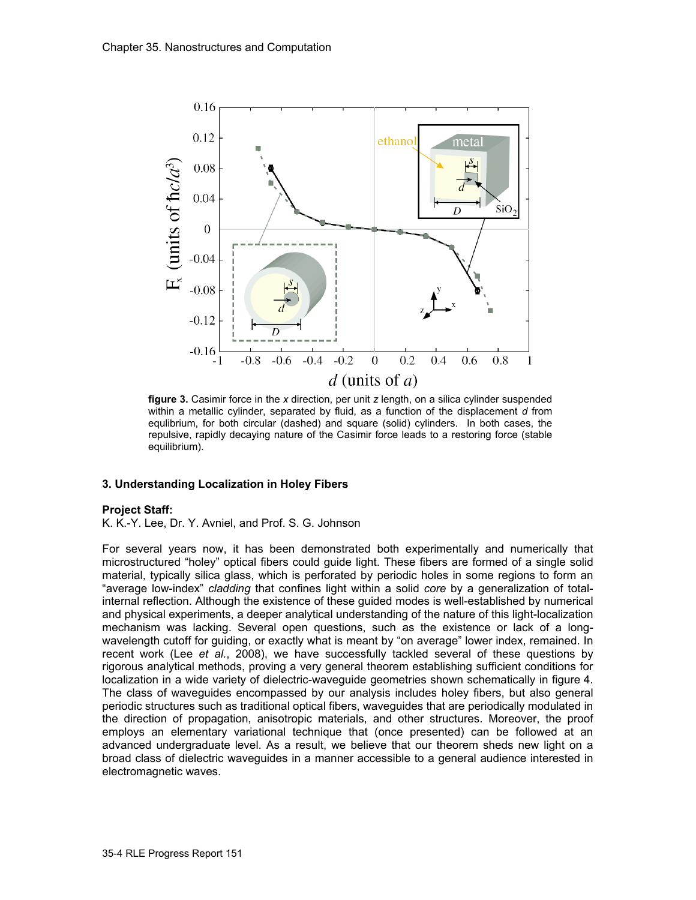figure 3. Casimir force in the *x* direction, per unit *z* length, on a silica cylinder suspended within a metallic cylinder, separated by fluid, as a function of the displacement *d* from equlibrium, for both circular (dashed) and square (solid) cylinders. In both cases, the repulsive, rapidly decaying nature of the Casimir force leads to a restoring force (stable equilibrium).

### 3. Understanding Localization in Holey Fibers

**Project Staff:**

K. K.-Y. Lee, Dr. Y. Avniel, and Prof. S. G. Johnson

For several years now, it has been demonstrated both experimentally and numerically that microstructured "holey" optical fibers could guide light. These fibers are formed of a single solid material, typically silica glass, which is perforated by periodic holes in some regions to form an "average low-index" *cladding* that confines light within a solid *core* by a generalization of total-internal reflection. Although the existence of these guided modes is well-established by numerical and physical experiments, a deeper analytical understanding of the nature of this light-localization mechanism was lacking. Several open questions, such as the existence or lack of a long-wavelength cutoff for guiding, or exactly what is meant by "on average" lower index, remained. In recent work (Lee *et al.*, 2008), we have successfully tackled several of these questions by rigorous analytical methods, proving a very general theorem establishing sufficient conditions for localization in a wide variety of dielectric-waveguide geometries shown schematically in figure 4. The class of waveguides encompassed by our analysis includes holey fibers, but also general periodic structures such as traditional optical fibers, waveguides that are periodically modulated in the direction of propagation, anisotropic materials, and other structures. Moreover, the proof employs an elementary variational technique that (once presented) can be followed at an advanced undergraduate level. As a result, we believe that our theorem sheds new light on a broad class of dielectric waveguides in a manner accessible to a general audience interested in electromagnetic waves.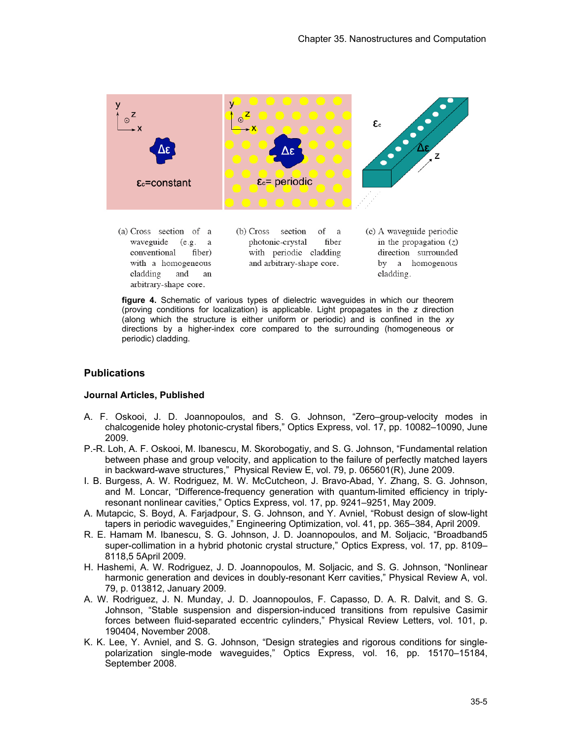(a) Cross section of a waveguide (e.g. a conventional fiber) with a homogeneous cladding and an arbitrary-shape core.

(b) Cross section of a photonic-crystal fiber with periodic cladding and arbitrary-shape core.

(c) A waveguide periodic in the propagation ($z$) direction surrounded by a homogenous cladding.

**figure 4.** Schematic of various types of dielectric waveguides in which our theorem (proving conditions for localization) is applicable. Light propagates in the $z$ direction (along which the structure is either uniform or periodic) and is confined in the $xy$ directions by a higher-index core compared to the surrounding (homogeneous or periodic) cladding.

## Publications

### Journal Articles, Published

A. F. Oskooi, J. D. Joannopoulos, and S. G. Johnson, "Zero–group-velocity modes in chalcogenide holey photonic-crystal fibers," Optics Express, vol. 17, pp. 10082–10090, June 2009.

P.-R. Loh, A. F. Oskooi, M. Ibanescu, M. Skorobogatiy, and S. G. Johnson, "Fundamental relation between phase and group velocity, and application to the failure of perfectly matched layers in backward-wave structures," Physical Review E, vol. 79, p. 065601(R), June 2009.

I. B. Burgess, A. W. Rodriguez, M. W. McCutcheon, J. Bravo-Abad, Y. Zhang, S. G. Johnson, and M. Loncar, "Difference-frequency generation with quantum-limited efficiency in triply-resonant nonlinear cavities," Optics Express, vol. 17, pp. 9241–9251, May 2009.

A. Mutapcic, S. Boyd, A. Farjadpour, S. G. Johnson, and Y. Avniel, "Robust design of slow-light tapers in periodic waveguides," Engineering Optimization, vol. 41, pp. 365–384, April 2009.

R. E. Hamam M. Ibanescu, S. G. Johnson, J. D. Joannopoulos, and M. Soljacic, "Broadband5 super-collimation in a hybrid photonic crystal structure," Optics Express, vol. 17, pp. 8109–8118,5 5April 2009.

H. Hashemi, A. W. Rodriguez, J. D. Joannopoulos, M. Soljacic, and S. G. Johnson, "Nonlinear harmonic generation and devices in doubly-resonant Kerr cavities," Physical Review A, vol. 79, p. 013812, January 2009.

A. W. Rodriguez, J. N. Munday, J. D. Joannopoulos, F. Capasso, D. A. R. Dalvit, and S. G. Johnson, "Stable suspension and dispersion-induced transitions from repulsive Casimir forces between fluid-separated eccentric cylinders," Physical Review Letters, vol. 101, p. 190404, November 2008.

K. K. Lee, Y. Avniel, and S. G. Johnson, "Design strategies and rigorous conditions for single-polarization single-mode waveguides," Optics Express, vol. 16, pp. 15170–15184, September 2008.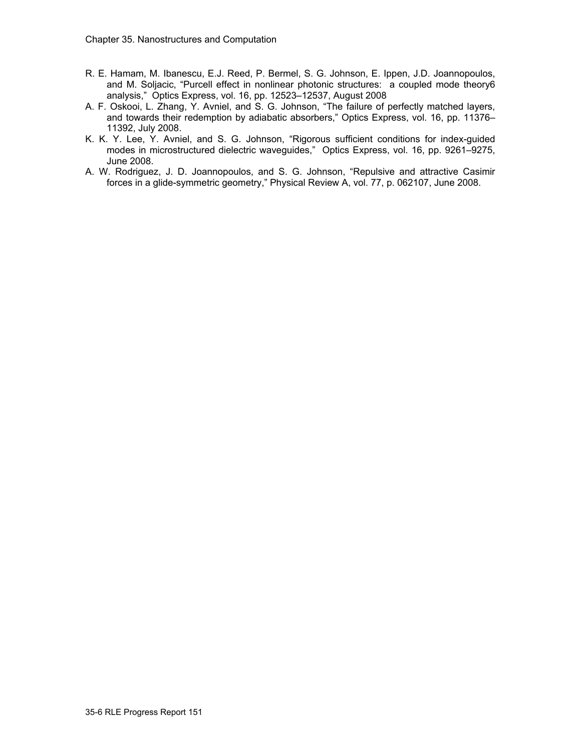R. E. Hamam, M. Ibanescu, E.J. Reed, P. Bermel, S. G. Johnson, E. Ippen, J.D. Joannopoulos, and M. Soljacic, "Purcell effect in nonlinear photonic structures: a coupled mode theory6 analysis," Optics Express, vol. 16, pp. 12523–12537, August 2008

A. F. Oskooi, L. Zhang, Y. Avniel, and S. G. Johnson, "The failure of perfectly matched layers, and towards their redemption by adiabatic absorbers," Optics Express, vol. 16, pp. 11376–11392, July 2008.

K. K. Y. Lee, Y. Avniel, and S. G. Johnson, "Rigorous sufficient conditions for index-guided modes in microstructured dielectric waveguides," Optics Express, vol. 16, pp. 9261–9275, June 2008.

A. W. Rodriguez, J. D. Joannopoulos, and S. G. Johnson, "Repulsive and attractive Casimir forces in a glide-symmetric geometry," Physical Review A, vol. 77, p. 062107, June 2008.